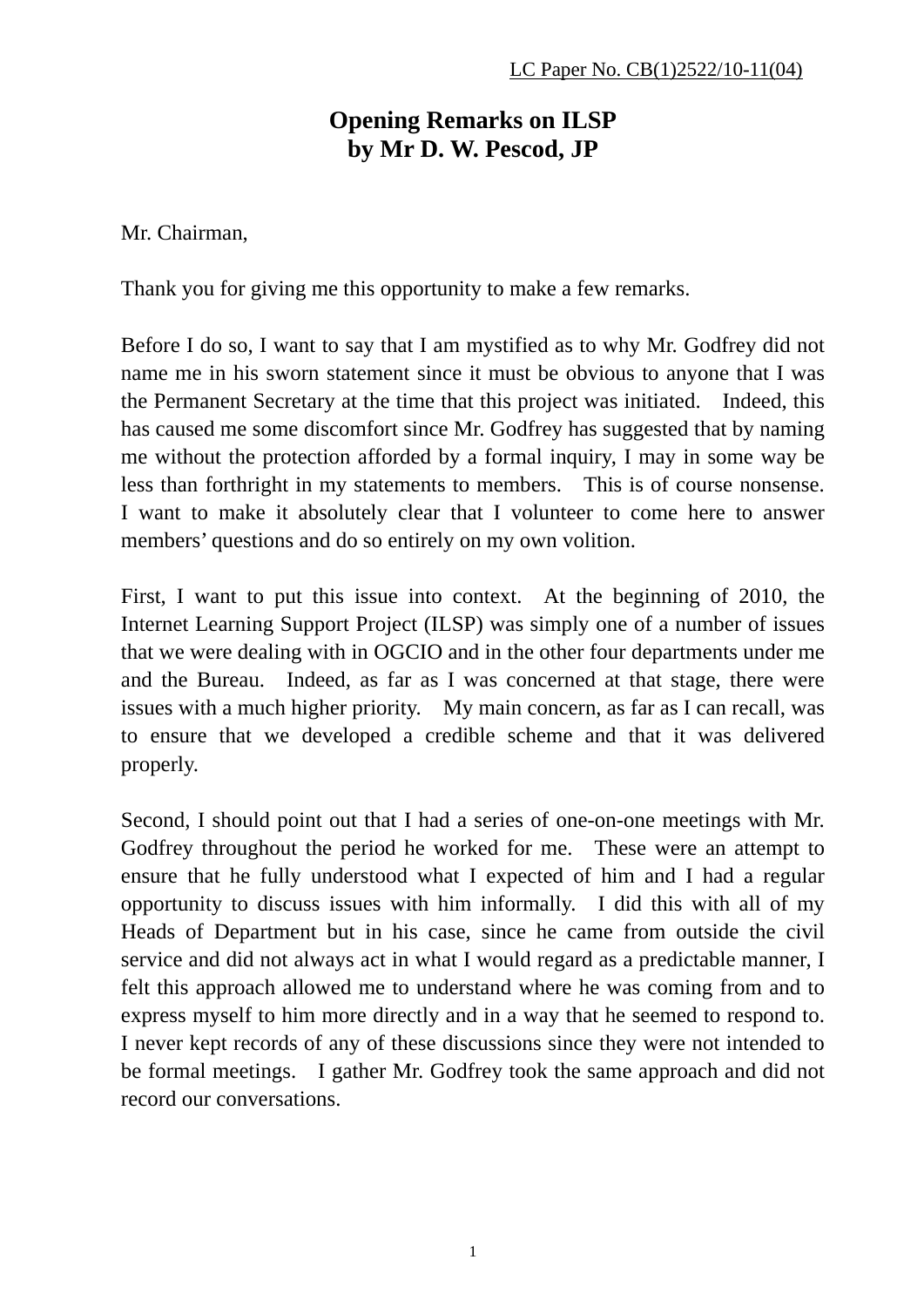LC Paper No. CB(1)2522/10-11(04)

# Opening Remarks on ILSP
# by Mr D. W. Pescod, JP

Mr. Chairman,

Thank you for giving me this opportunity to make a few remarks.

Before I do so, I want to say that I am mystified as to why Mr. Godfrey did not name me in his sworn statement since it must be obvious to anyone that I was the Permanent Secretary at the time that this project was initiated. Indeed, this has caused me some discomfort since Mr. Godfrey has suggested that by naming me without the protection afforded by a formal inquiry, I may in some way be less than forthright in my statements to members. This is of course nonsense. I want to make it absolutely clear that I volunteer to come here to answer members' questions and do so entirely on my own volition.

First, I want to put this issue into context. At the beginning of 2010, the Internet Learning Support Project (ILSP) was simply one of a number of issues that we were dealing with in OGCIO and in the other four departments under me and the Bureau. Indeed, as far as I was concerned at that stage, there were issues with a much higher priority. My main concern, as far as I can recall, was to ensure that we developed a credible scheme and that it was delivered properly.

Second, I should point out that I had a series of one-on-one meetings with Mr. Godfrey throughout the period he worked for me. These were an attempt to ensure that he fully understood what I expected of him and I had a regular opportunity to discuss issues with him informally. I did this with all of my Heads of Department but in his case, since he came from outside the civil service and did not always act in what I would regard as a predictable manner, I felt this approach allowed me to understand where he was coming from and to express myself to him more directly and in a way that he seemed to respond to. I never kept records of any of these discussions since they were not intended to be formal meetings. I gather Mr. Godfrey took the same approach and did not record our conversations.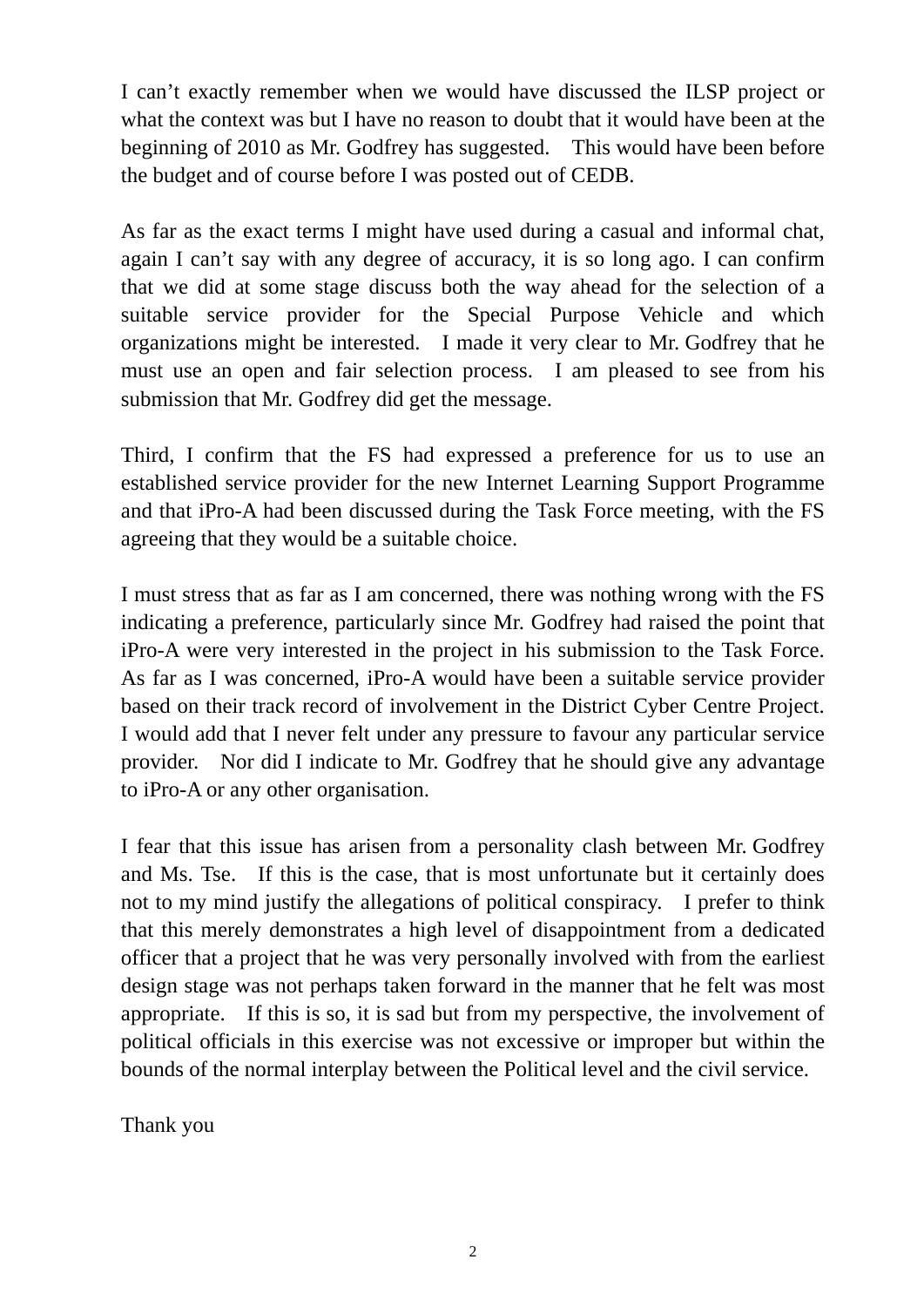I can't exactly remember when we would have discussed the ILSP project or what the context was but I have no reason to doubt that it would have been at the beginning of 2010 as Mr. Godfrey has suggested. This would have been before the budget and of course before I was posted out of CEDB.

As far as the exact terms I might have used during a casual and informal chat, again I can't say with any degree of accuracy, it is so long ago. I can confirm that we did at some stage discuss both the way ahead for the selection of a suitable service provider for the Special Purpose Vehicle and which organizations might be interested. I made it very clear to Mr. Godfrey that he must use an open and fair selection process. I am pleased to see from his submission that Mr. Godfrey did get the message.

Third, I confirm that the FS had expressed a preference for us to use an established service provider for the new Internet Learning Support Programme and that iPro-A had been discussed during the Task Force meeting, with the FS agreeing that they would be a suitable choice.

I must stress that as far as I am concerned, there was nothing wrong with the FS indicating a preference, particularly since Mr. Godfrey had raised the point that iPro-A were very interested in the project in his submission to the Task Force. As far as I was concerned, iPro-A would have been a suitable service provider based on their track record of involvement in the District Cyber Centre Project. I would add that I never felt under any pressure to favour any particular service provider. Nor did I indicate to Mr. Godfrey that he should give any advantage to iPro-A or any other organisation.

I fear that this issue has arisen from a personality clash between Mr. Godfrey and Ms. Tse. If this is the case, that is most unfortunate but it certainly does not to my mind justify the allegations of political conspiracy. I prefer to think that this merely demonstrates a high level of disappointment from a dedicated officer that a project that he was very personally involved with from the earliest design stage was not perhaps taken forward in the manner that he felt was most appropriate. If this is so, it is sad but from my perspective, the involvement of political officials in this exercise was not excessive or improper but within the bounds of the normal interplay between the Political level and the civil service.

Thank you